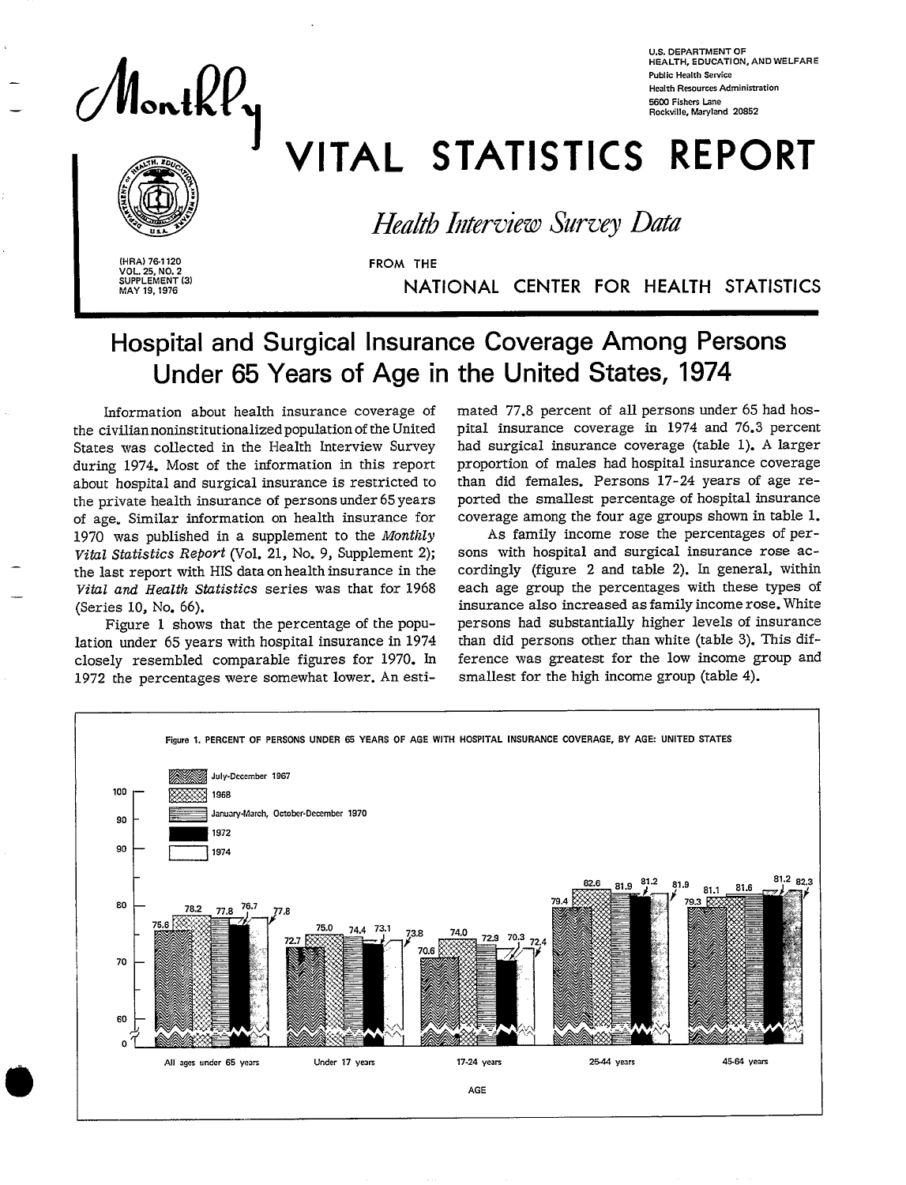U.S. DEPARTMENT OF HEALTH, EDUCATION, AND WELFARE
Public Health Service
Health Resources Administration
5600 Fishers Lane
Rockville, Maryland 20852

# Monthly VITAL STATISTICS REPORT

*Health Interview Survey Data*

FROM THE NATIONAL CENTER FOR HEALTH STATISTICS

(HRA) 76-1120
VOL. 25, NO. 2
SUPPLEMENT (3)
MAY 19, 1976

## Hospital and Surgical Insurance Coverage Among Persons Under 65 Years of Age in the United States, 1974

Information about health insurance coverage of the civilian noninstitutionalized population of the United States was collected in the Health Interview Survey during 1974. Most of the information in this report about hospital and surgical insurance is restricted to the private health insurance of persons under 65 years of age. Similar information on health insurance for 1970 was published in a supplement to the *Monthly Vital Statistics Report* (Vol. 21, No. 9, Supplement 2); the last report with HIS data on health insurance in the *Vital and Health Statistics* series was that for 1968 (Series 10, No. 66).

Figure 1 shows that the percentage of the population under 65 years with hospital insurance in 1974 closely resembled comparable figures for 1970. In 1972 the percentages were somewhat lower. An estimated 77.8 percent of all persons under 65 had hospital insurance coverage in 1974 and 76.3 percent had surgical insurance coverage (table 1). A larger proportion of males had hospital insurance coverage than did females. Persons 17-24 years of age reported the smallest percentage of hospital insurance coverage among the four age groups shown in table 1.

As family income rose the percentages of persons with hospital and surgical insurance rose accordingly (figure 2 and table 2). In general, within each age group the percentages with these types of insurance also increased as family income rose. White persons had substantially higher levels of insurance than did persons other than white (table 3). This difference was greatest for the low income group and smallest for the high income group (table 4).

Figure 1. PERCENT OF PERSONS UNDER 65 YEARS OF AGE WITH HOSPITAL INSURANCE COVERAGE, BY AGE: UNITED STATES

| Age | July-December 1967 | 1968 | January-March, October-December 1970 | 1972 | 1974 |
|---|---|---|---|---|---|
| All ages under 65 years | 75.6 | 78.2 | 77.8 | 76.7 | 77.8 |
| Under 17 years | 72.7 | 75.0 | 74.4 | 73.1 | 73.8 |
| 17-24 years | 70.6 | 74.0 | 72.9 | 70.3 | 72.4 |
| 25-44 years | 79.4 | 82.6 | 81.9 | 81.2 | 81.9 |
| 45-64 years | 79.3 | 81.1 | 81.6 | 81.2 | 82.3 |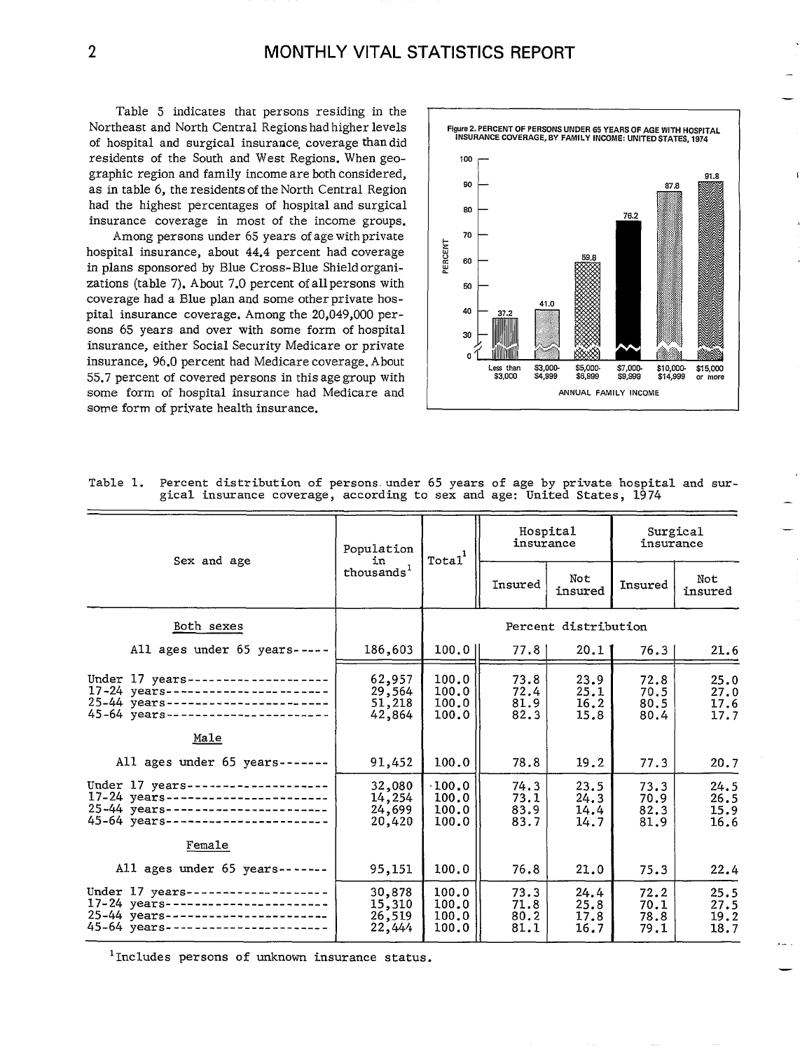Table 5 indicates that persons residing in the Northeast and North Central Regions had higher levels of hospital and surgical insurance coverage than did residents of the South and West Regions. When geographic region and family income are both considered, as in table 6, the residents of the North Central Region had the highest percentages of hospital and surgical insurance coverage in most of the income groups.

Among persons under 65 years of age with private hospital insurance, about 44.4 percent had coverage in plans sponsored by Blue Cross-Blue Shield organizations (table 7). About 7.0 percent of all persons with coverage had a Blue plan and some other private hospital insurance coverage. Among the 20,049,000 persons 65 years and over with some form of hospital insurance, either Social Security Medicare or private insurance, 96.0 percent had Medicare coverage. About 55.7 percent of covered persons in this age group with some form of hospital insurance had Medicare and some form of private health insurance.

Figure 2. PERCENT OF PERSONS UNDER 65 YEARS OF AGE WITH HOSPITAL INSURANCE COVERAGE, BY FAMILY INCOME: UNITED STATES, 1974

| Annual family income | Percent |
|---|---|
| Less than $3,000 | 37.2 |
| $3,000-$4,999 | 41.0 |
| $5,000-$6,999 | 59.8 |
| $7,000-$9,999 | 76.2 |
| $10,000-$14,999 | 87.8 |
| $15,000 or more | 91.8 |

Table 1. Percent distribution of persons under 65 years of age by private hospital and surgical insurance coverage, according to sex and age: United States, 1974

| Sex and age | Population in thousands[1] | Total[1] | Hospital insurance | | Surgical insurance | |
|---|---|---|---|---|---|---|
| | | | Insured | Not insured | Insured | Not insured |
| **Both sexes** | | Percent distribution | | | | |
| All ages under 65 years | 186,603 | 100.0 | 77.8 | 20.1 | 76.3 | 21.6 |
| Under 17 years | 62,957 | 100.0 | 73.8 | 23.9 | 72.8 | 25.0 |
| 17-24 years | 29,564 | 100.0 | 72.4 | 25.1 | 70.5 | 27.0 |
| 25-44 years | 51,218 | 100.0 | 81.9 | 16.2 | 80.5 | 17.6 |
| 45-64 years | 42,864 | 100.0 | 82.3 | 15.8 | 80.4 | 17.7 |
| **Male** | | | | | | |
| All ages under 65 years | 91,452 | 100.0 | 78.8 | 19.2 | 77.3 | 20.7 |
| Under 17 years | 32,080 | 100.0 | 74.3 | 23.5 | 73.3 | 24.5 |
| 17-24 years | 14,254 | 100.0 | 73.1 | 24.3 | 70.9 | 26.5 |
| 25-44 years | 24,699 | 100.0 | 83.9 | 14.4 | 82.3 | 15.9 |
| 45-64 years | 20,420 | 100.0 | 83.7 | 14.7 | 81.9 | 16.6 |
| **Female** | | | | | | |
| All ages under 65 years | 95,151 | 100.0 | 76.8 | 21.0 | 75.3 | 22.4 |
| Under 17 years | 30,878 | 100.0 | 73.3 | 24.4 | 72.2 | 25.5 |
| 17-24 years | 15,310 | 100.0 | 71.8 | 25.8 | 70.1 | 27.5 |
| 25-44 years | 26,519 | 100.0 | 80.2 | 17.8 | 78.8 | 19.2 |
| 45-64 years | 22,444 | 100.0 | 81.1 | 16.7 | 79.1 | 18.7 |

[1] Includes persons of unknown insurance status.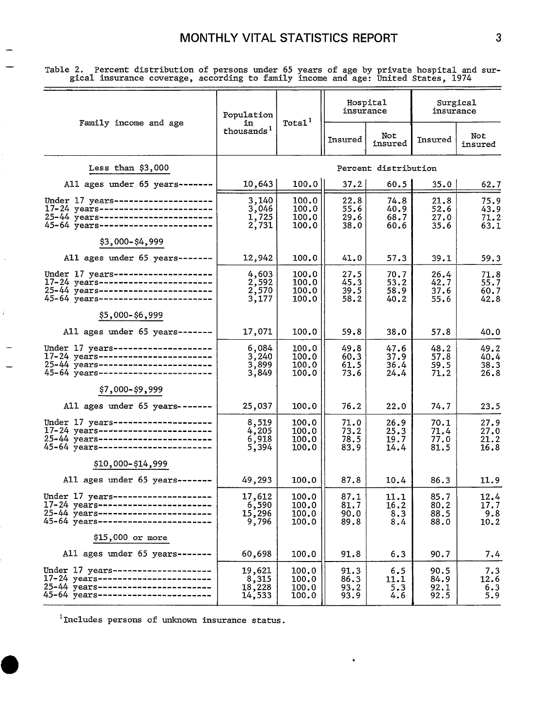Table 2. Percent distribution of persons under 65 years of age by private hospital and surgical insurance coverage, according to family income and age: United States, 1974

| Family income and age | Population in thousands[1] | Total[1] | Hospital insurance | | Surgical insurance | |
|---|---|---|---|---|---|---|
| | | | Insured | Not insured | Insured | Not insured |
| | | | Percent distribution | | | |
| **Less than $3,000** | | | | | | |
| All ages under 65 years | 10,643 | 100.0 | 37.2 | 60.5 | 35.0 | 62.7 |
| Under 17 years | 3,140 | 100.0 | 22.8 | 74.8 | 21.8 | 75.9 |
| 17-24 years | 3,046 | 100.0 | 55.6 | 40.9 | 52.6 | 43.9 |
| 25-44 years | 1,725 | 100.0 | 29.6 | 68.7 | 27.0 | 71.2 |
| 45-64 years | 2,731 | 100.0 | 38.0 | 60.6 | 35.6 | 63.1 |
| **$3,000-$4,999** | | | | | | |
| All ages under 65 years | 12,942 | 100.0 | 41.0 | 57.3 | 39.1 | 59.3 |
| Under 17 years | 4,603 | 100.0 | 27.5 | 70.7 | 26.4 | 71.8 |
| 17-24 years | 2,592 | 100.0 | 45.3 | 53.2 | 42.7 | 55.7 |
| 25-44 years | 2,570 | 100.0 | 39.5 | 58.9 | 37.6 | 60.7 |
| 45-64 years | 3,177 | 100.0 | 58.2 | 40.2 | 55.6 | 42.8 |
| **$5,000-$6,999** | | | | | | |
| All ages under 65 years | 17,071 | 100.0 | 59.8 | 38.0 | 57.8 | 40.0 |
| Under 17 years | 6,084 | 100.0 | 49.8 | 47.6 | 48.2 | 49.2 |
| 17-24 years | 3,240 | 100.0 | 60.3 | 37.9 | 57.8 | 40.4 |
| 25-44 years | 3,899 | 100.0 | 61.5 | 36.4 | 59.5 | 38.3 |
| 45-64 years | 3,849 | 100.0 | 73.6 | 24.4 | 71.2 | 26.8 |
| **$7,000-$9,999** | | | | | | |
| All ages under 65 years | 25,037 | 100.0 | 76.2 | 22.0 | 74.7 | 23.5 |
| Under 17 years | 8,519 | 100.0 | 71.0 | 26.9 | 70.1 | 27.9 |
| 17-24 years | 4,205 | 100.0 | 73.2 | 25.3 | 71.4 | 27.0 |
| 25-44 years | 6,918 | 100.0 | 78.5 | 19.7 | 77.0 | 21.2 |
| 45-64 years | 5,394 | 100.0 | 83.9 | 14.4 | 81.5 | 16.8 |
| **$10,000-$14,999** | | | | | | |
| All ages under 65 years | 49,293 | 100.0 | 87.8 | 10.4 | 86.3 | 11.9 |
| Under 17 years | 17,612 | 100.0 | 87.1 | 11.1 | 85.7 | 12.4 |
| 17-24 years | 6,590 | 100.0 | 81.7 | 16.2 | 80.2 | 17.7 |
| 25-44 years | 15,296 | 100.0 | 90.0 | 8.3 | 88.5 | 9.8 |
| 45-64 years | 9,796 | 100.0 | 89.8 | 8.4 | 88.0 | 10.2 |
| **$15,000 or more** | | | | | | |
| All ages under 65 years | 60,698 | 100.0 | 91.8 | 6.3 | 90.7 | 7.4 |
| Under 17 years | 19,621 | 100.0 | 91.3 | 6.5 | 90.5 | 7.3 |
| 17-24 years | 8,315 | 100.0 | 86.3 | 11.1 | 84.9 | 12.6 |
| 25-44 years | 18,228 | 100.0 | 93.2 | 5.3 | 92.1 | 6.3 |
| 45-64 years | 14,533 | 100.0 | 93.9 | 4.6 | 92.5 | 5.9 |

[1] Includes persons of unknown insurance status.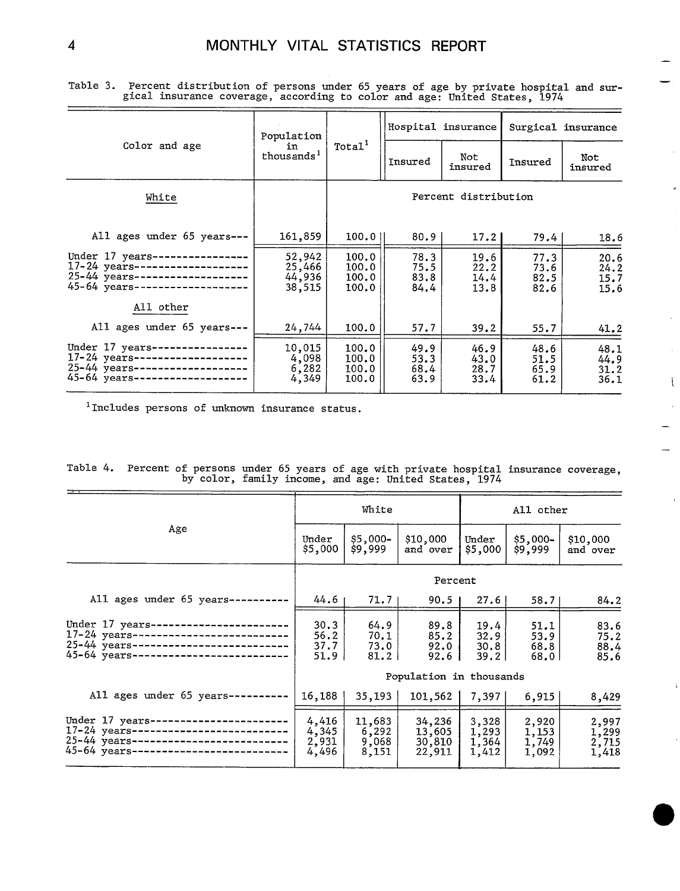Table 3. Percent distribution of persons under 65 years of age by private hospital and surgical insurance coverage, according to color and age: United States, 1974

| Color and age | Population in thousands[1] | Total[1] | Hospital insurance | | Surgical insurance | |
|---|---|---|---|---|---|---|
| | | | Insured | Not insured | Insured | Not insured |
| **White** | | Percent distribution | | | | |
| All ages under 65 years | 161,859 | 100.0 | 80.9 | 17.2 | 79.4 | 18.6 |
| Under 17 years | 52,942 | 100.0 | 78.3 | 19.6 | 77.3 | 20.6 |
| 17-24 years | 25,466 | 100.0 | 75.5 | 22.2 | 73.6 | 24.2 |
| 25-44 years | 44,936 | 100.0 | 83.8 | 14.4 | 82.5 | 15.7 |
| 45-64 years | 38,515 | 100.0 | 84.4 | 13.8 | 82.6 | 15.6 |
| **All other** | | | | | | |
| All ages under 65 years | 24,744 | 100.0 | 57.7 | 39.2 | 55.7 | 41.2 |
| Under 17 years | 10,015 | 100.0 | 49.9 | 46.9 | 48.6 | 48.1 |
| 17-24 years | 4,098 | 100.0 | 53.3 | 43.0 | 51.5 | 44.9 |
| 25-44 years | 6,282 | 100.0 | 68.4 | 28.7 | 65.9 | 31.2 |
| 45-64 years | 4,349 | 100.0 | 63.9 | 33.4 | 61.2 | 36.1 |

[1] Includes persons of unknown insurance status.

Table 4. Percent of persons under 65 years of age with private hospital insurance coverage, by color, family income, and age: United States, 1974

| Age | White | | | All other | | |
|---|---|---|---|---|---|---|
| | Under $5,000 | $5,000-$9,999 | $10,000 and over | Under $5,000 | $5,000-$9,999 | $10,000 and over |
| | Percent | | | | | |
| All ages under 65 years | 44.6 | 71.7 | 90.5 | 27.6 | 58.7 | 84.2 |
| Under 17 years | 30.3 | 64.9 | 89.8 | 19.4 | 51.1 | 83.6 |
| 17-24 years | 56.2 | 70.1 | 85.2 | 32.9 | 53.9 | 75.2 |
| 25-44 years | 37.7 | 73.0 | 92.0 | 30.8 | 68.8 | 88.4 |
| 45-64 years | 51.9 | 81.2 | 92.6 | 39.2 | 68.0 | 85.6 |
| | Population in thousands | | | | | |
| All ages under 65 years | 16,188 | 35,193 | 101,562 | 7,397 | 6,915 | 8,429 |
| Under 17 years | 4,416 | 11,683 | 34,236 | 3,328 | 2,920 | 2,997 |
| 17-24 years | 4,345 | 6,292 | 13,605 | 1,293 | 1,153 | 1,299 |
| 25-44 years | 2,931 | 9,068 | 30,810 | 1,364 | 1,749 | 2,715 |
| 45-64 years | 4,496 | 8,151 | 22,911 | 1,412 | 1,092 | 1,418 |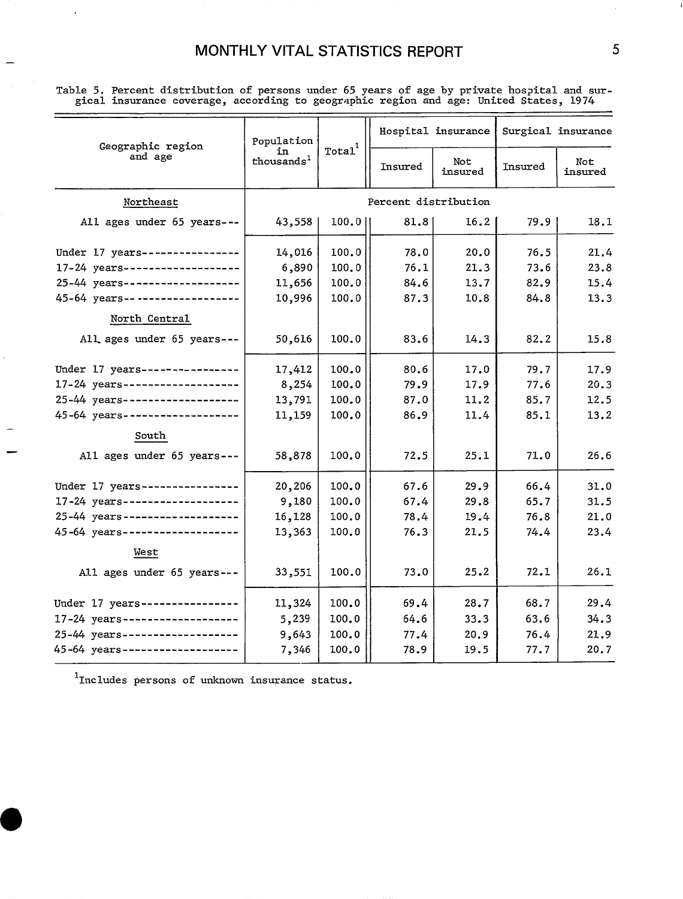Table 5. Percent distribution of persons under 65 years of age by private hospital and surgical insurance coverage, according to geographic region and age: United States, 1974

| Geographic region and age | Population in thousands[1] | Total[1] | Hospital insurance | | Surgical insurance | |
|---|---|---|---|---|---|---|
| | | | Insured | Not insured | Insured | Not insured |
| | Percent distribution | | | | | |
| **Northeast** | | | | | | |
| All ages under 65 years | 43,558 | 100.0 | 81.8 | 16.2 | 79.9 | 18.1 |
| Under 17 years | 14,016 | 100.0 | 78.0 | 20.0 | 76.5 | 21.4 |
| 17-24 years | 6,890 | 100.0 | 76.1 | 21.3 | 73.6 | 23.8 |
| 25-44 years | 11,656 | 100.0 | 84.6 | 13.7 | 82.9 | 15.4 |
| 45-64 years | 10,996 | 100.0 | 87.3 | 10.8 | 84.8 | 13.3 |
| **North Central** | | | | | | |
| All ages under 65 years | 50,616 | 100.0 | 83.6 | 14.3 | 82.2 | 15.8 |
| Under 17 years | 17,412 | 100.0 | 80.6 | 17.0 | 79.7 | 17.9 |
| 17-24 years | 8,254 | 100.0 | 79.9 | 17.9 | 77.6 | 20.3 |
| 25-44 years | 13,791 | 100.0 | 87.0 | 11.2 | 85.7 | 12.5 |
| 45-64 years | 11,159 | 100.0 | 86.9 | 11.4 | 85.1 | 13.2 |
| **South** | | | | | | |
| All ages under 65 years | 58,878 | 100.0 | 72.5 | 25.1 | 71.0 | 26.6 |
| Under 17 years | 20,206 | 100.0 | 67.6 | 29.9 | 66.4 | 31.0 |
| 17-24 years | 9,180 | 100.0 | 67.4 | 29.8 | 65.7 | 31.5 |
| 25-44 years | 16,128 | 100.0 | 78.4 | 19.4 | 76.8 | 21.0 |
| 45-64 years | 13,363 | 100.0 | 76.3 | 21.5 | 74.4 | 23.4 |
| **West** | | | | | | |
| All ages under 65 years | 33,551 | 100.0 | 73.0 | 25.2 | 72.1 | 26.1 |
| Under 17 years | 11,324 | 100.0 | 69.4 | 28.7 | 68.7 | 29.4 |
| 17-24 years | 5,239 | 100.0 | 64.6 | 33.3 | 63.6 | 34.3 |
| 25-44 years | 9,643 | 100.0 | 77.4 | 20.9 | 76.4 | 21.9 |
| 45-64 years | 7,346 | 100.0 | 78.9 | 19.5 | 77.7 | 20.7 |

[1]Includes persons of unknown insurance status.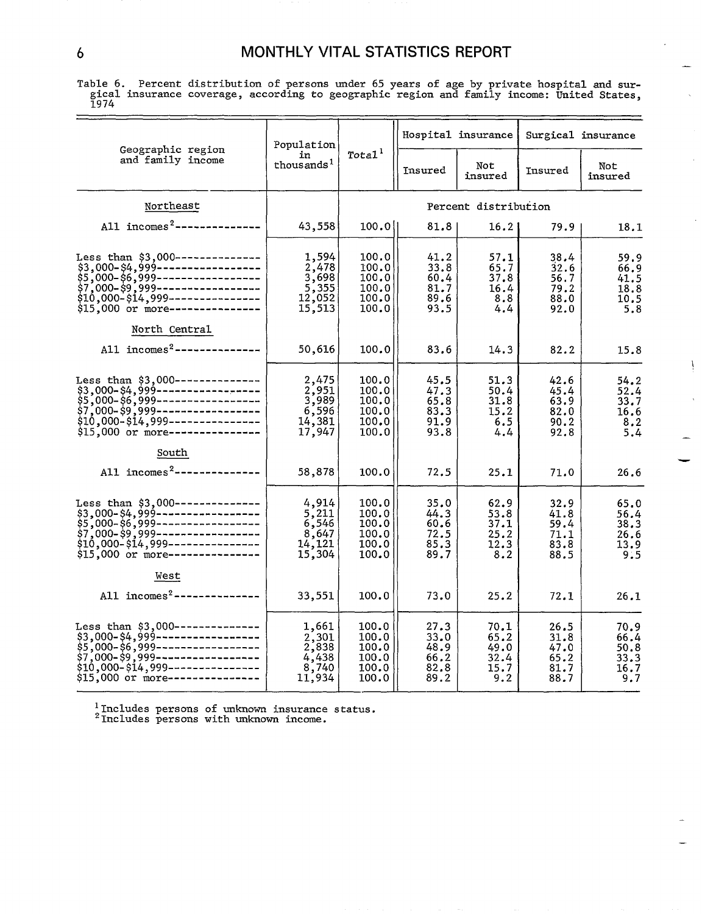Table 6. Percent distribution of persons under 65 years of age by private hospital and surgical insurance coverage, according to geographic region and family income: United States, 1974

| Geographic region and family income | Population in thousands[1] | Total[1] | Hospital insurance | | Surgical insurance | |
|---|---|---|---|---|---|---|
| | | | Insured | Not insured | Insured | Not insured |
| | | Percent distribution | | | | |
| **Northeast** | | | | | | |
| All incomes[2] | 43,558 | 100.0 | 81.8 | 16.2 | 79.9 | 18.1 |
| Less than $3,000 | 1,594 | 100.0 | 41.2 | 57.1 | 38.4 | 59.9 |
| $3,000-$4,999 | 2,478 | 100.0 | 33.8 | 65.7 | 32.6 | 66.9 |
| $5,000-$6,999 | 3,698 | 100.0 | 60.4 | 37.8 | 56.7 | 41.5 |
| $7,000-$9,999 | 5,355 | 100.0 | 81.7 | 16.4 | 79.2 | 18.8 |
| $10,000-$14,999 | 12,052 | 100.0 | 89.6 | 8.8 | 88.0 | 10.5 |
| $15,000 or more | 15,513 | 100.0 | 93.5 | 4.4 | 92.0 | 5.8 |
| **North Central** | | | | | | |
| All incomes[2] | 50,616 | 100.0 | 83.6 | 14.3 | 82.2 | 15.8 |
| Less than $3,000 | 2,475 | 100.0 | 45.5 | 51.3 | 42.6 | 54.2 |
| $3,000-$4,999 | 2,951 | 100.0 | 47.3 | 50.4 | 45.4 | 52.4 |
| $5,000-$6,999 | 3,989 | 100.0 | 65.8 | 31.8 | 63.9 | 33.7 |
| $7,000-$9,999 | 6,596 | 100.0 | 83.3 | 15.2 | 82.0 | 16.6 |
| $10,000-$14,999 | 14,381 | 100.0 | 91.9 | 6.5 | 90.2 | 8.2 |
| $15,000 or more | 17,947 | 100.0 | 93.8 | 4.4 | 92.8 | 5.4 |
| **South** | | | | | | |
| All incomes[2] | 58,878 | 100.0 | 72.5 | 25.1 | 71.0 | 26.6 |
| Less than $3,000 | 4,914 | 100.0 | 35.0 | 62.9 | 32.9 | 65.0 |
| $3,000-$4,999 | 5,211 | 100.0 | 44.3 | 53.8 | 41.8 | 56.4 |
| $5,000-$6,999 | 6,546 | 100.0 | 60.6 | 37.1 | 59.4 | 38.3 |
| $7,000-$9,999 | 8,647 | 100.0 | 72.5 | 25.2 | 71.1 | 26.6 |
| $10,000-$14,999 | 14,121 | 100.0 | 85.3 | 12.3 | 83.8 | 13.9 |
| $15,000 or more | 15,304 | 100.0 | 89.7 | 8.2 | 88.5 | 9.5 |
| **West** | | | | | | |
| All incomes[2] | 33,551 | 100.0 | 73.0 | 25.2 | 72.1 | 26.1 |
| Less than $3,000 | 1,661 | 100.0 | 27.3 | 70.1 | 26.5 | 70.9 |
| $3,000-$4,999 | 2,301 | 100.0 | 33.0 | 65.2 | 31.8 | 66.4 |
| $5,000-$6,999 | 2,838 | 100.0 | 48.9 | 49.0 | 47.0 | 50.8 |
| $7,000-$9,999 | 4,438 | 100.0 | 66.2 | 32.4 | 65.2 | 33.3 |
| $10,000-$14,999 | 8,740 | 100.0 | 82.8 | 15.7 | 81.7 | 16.7 |
| $15,000 or more | 11,934 | 100.0 | 89.2 | 9.2 | 88.7 | 9.7 |

[1] Includes persons of unknown insurance status.
[2] Includes persons with unknown income.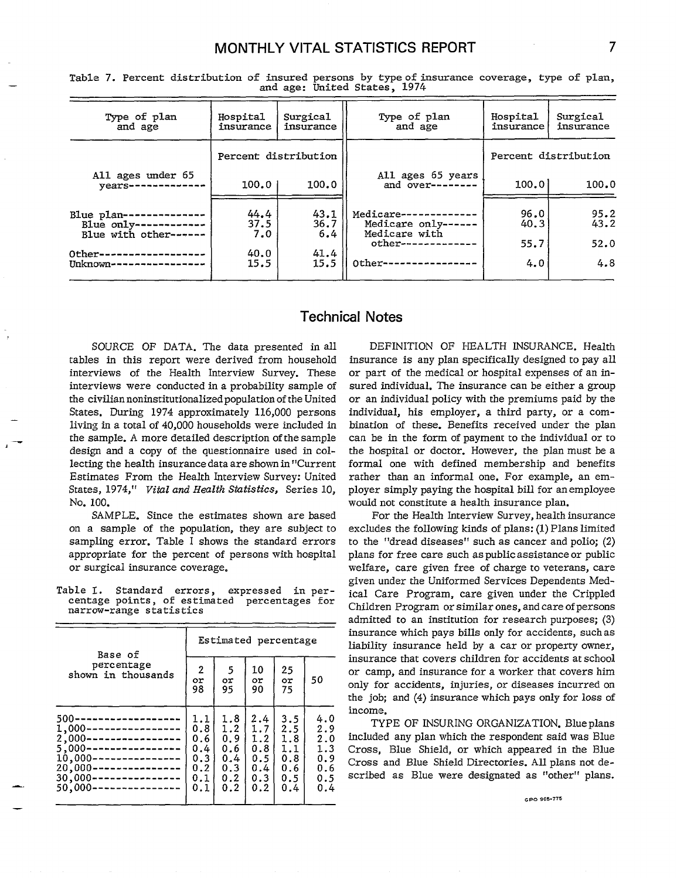Table 7. Percent distribution of insured persons by type of insurance coverage, type of plan, and age: United States, 1974

| Type of plan and age | Hospital insurance | Surgical insurance | Type of plan and age | Hospital insurance | Surgical insurance |
|---|---|---|---|---|---|
| | Percent distribution | | | Percent distribution | |
| All ages under 65 years | 100.0 | 100.0 | All ages 65 years and over | 100.0 | 100.0 |
| Blue plan | 44.4 | 43.1 | Medicare | 96.0 | 95.2 |
| Blue only | 37.5 | 36.7 | Medicare only | 40.3 | 43.2 |
| Blue with other | 7.0 | 6.4 | Medicare with other | 55.7 | 52.0 |
| Other | 40.0 | 41.4 | | | |
| Unknown | 15.5 | 15.5 | Other | 4.0 | 4.8 |

## Technical Notes

SOURCE OF DATA. The data presented in all tables in this report were derived from household interviews of the Health Interview Survey. These interviews were conducted in a probability sample of the civilian noninstitutionalized population of the United States. During 1974 approximately 116,000 persons living in a total of 40,000 households were included in the sample. A more detailed description of the sample design and a copy of the questionnaire used in collecting the health insurance data are shown in "Current Estimates From the Health Interview Survey: United States, 1974," *Vital and Health Statistics*, Series 10, No. 100.

SAMPLE. Since the estimates shown are based on a sample of the population, they are subject to sampling error. Table I shows the standard errors appropriate for the percent of persons with hospital or surgical insurance coverage.

Table I. Standard errors, expressed in percentage points, of estimated percentages for narrow-range statistics

| Base of percentage shown in thousands | Estimated percentage | | | | |
|---|---|---|---|---|---|
| | 2 or 98 | 5 or 95 | 10 or 90 | 25 or 75 | 50 |
| 500 | 1.1 | 1.8 | 2.4 | 3.5 | 4.0 |
| 1,000 | 0.8 | 1.2 | 1.7 | 2.5 | 2.9 |
| 2,000 | 0.6 | 0.9 | 1.2 | 1.8 | 2.0 |
| 5,000 | 0.4 | 0.6 | 0.8 | 1.1 | 1.3 |
| 10,000 | 0.3 | 0.4 | 0.5 | 0.8 | 0.9 |
| 20,000 | 0.2 | 0.3 | 0.4 | 0.6 | 0.6 |
| 30,000 | 0.1 | 0.2 | 0.3 | 0.5 | 0.5 |
| 50,000 | 0.1 | 0.2 | 0.2 | 0.4 | 0.4 |

DEFINITION OF HEALTH INSURANCE. Health insurance is any plan specifically designed to pay all or part of the medical or hospital expenses of an insured individual. The insurance can be either a group or an individual policy with the premiums paid by the individual, his employer, a third party, or a combination of these. Benefits received under the plan can be in the form of payment to the individual or to the hospital or doctor. However, the plan must be a formal one with defined membership and benefits rather than an informal one. For example, an employer simply paying the hospital bill for an employee would not constitute a health insurance plan.

For the Health Interview Survey, health insurance excludes the following kinds of plans: (1) Plans limited to the "dread diseases" such as cancer and polio; (2) plans for free care such as public assistance or public welfare, care given free of charge to veterans, care given under the Uniformed Services Dependents Medical Care Program, care given under the Crippled Children Program or similar ones, and care of persons admitted to an institution for research purposes; (3) insurance which pays bills only for accidents, such as liability insurance held by a car or property owner, insurance that covers children for accidents at school or camp, and insurance for a worker that covers him only for accidents, injuries, or diseases incurred on the job; and (4) insurance which pays only for loss of income.

TYPE OF INSURING ORGANIZATION. Blue plans included any plan which the respondent said was Blue Cross, Blue Shield, or which appeared in the Blue Cross and Blue Shield Directories. All plans not described as Blue were designated as "other" plans.

GPO 905-775